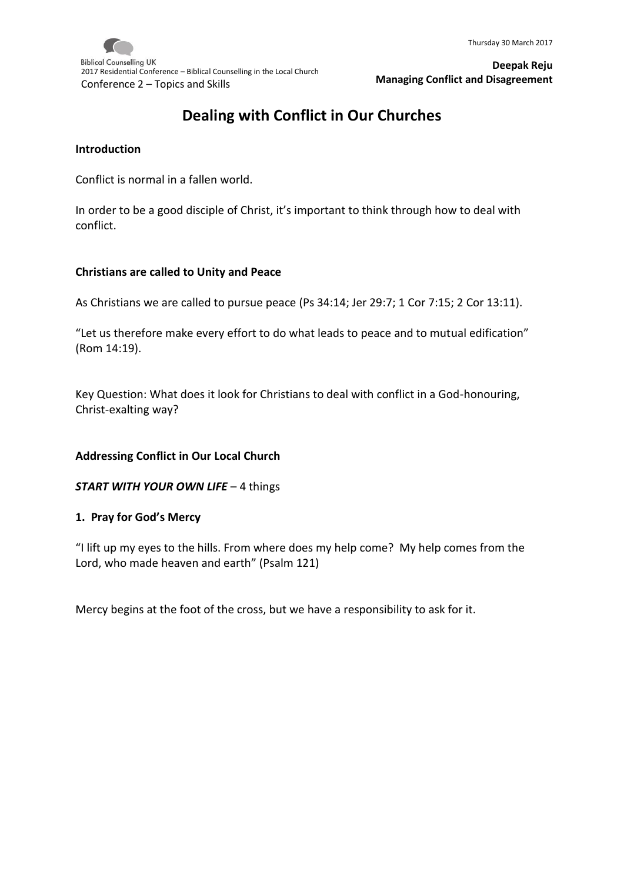# Dealing with Conflict in Our Churches

**Introduction**

Conflict is normal in a fallen world.

In order to be a good disciple of Christ, it's important to think through how to deal with conflict.

**Christians are called to Unity and Peace**

As Christians we are called to pursue peace (Ps 34:14; Jer 29:7; 1 Cor 7:15; 2 Cor 13:11).

"Let us therefore make every effort to do what leads to peace and to mutual edification" (Rom 14:19).

Key Question: What does it look for Christians to deal with conflict in a God-honouring, Christ-exalting way?

**Addressing Conflict in Our Local Church**

***START WITH YOUR OWN LIFE*** – 4 things

**1. Pray for God's Mercy**

"I lift up my eyes to the hills. From where does my help come? My help comes from the Lord, who made heaven and earth" (Psalm 121)

Mercy begins at the foot of the cross, but we have a responsibility to ask for it.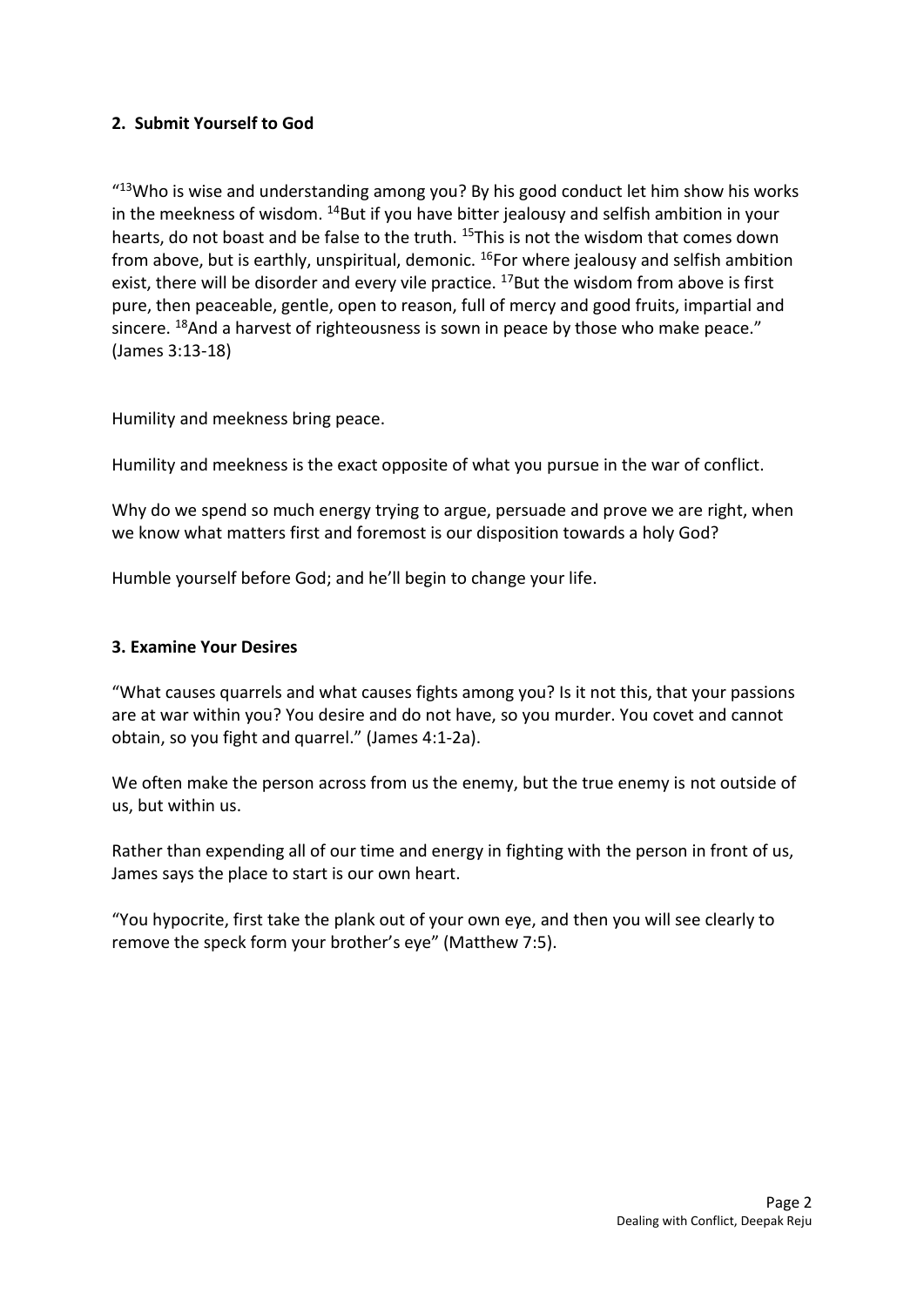**2. Submit Yourself to God**

"[13]Who is wise and understanding among you? By his good conduct let him show his works in the meekness of wisdom. [14]But if you have bitter jealousy and selfish ambition in your hearts, do not boast and be false to the truth. [15]This is not the wisdom that comes down from above, but is earthly, unspiritual, demonic. [16]For where jealousy and selfish ambition exist, there will be disorder and every vile practice. [17]But the wisdom from above is first pure, then peaceable, gentle, open to reason, full of mercy and good fruits, impartial and sincere. [18]And a harvest of righteousness is sown in peace by those who make peace." (James 3:13-18)

Humility and meekness bring peace.

Humility and meekness is the exact opposite of what you pursue in the war of conflict.

Why do we spend so much energy trying to argue, persuade and prove we are right, when we know what matters first and foremost is our disposition towards a holy God?

Humble yourself before God; and he'll begin to change your life.

**3. Examine Your Desires**

"What causes quarrels and what causes fights among you? Is it not this, that your passions are at war within you? You desire and do not have, so you murder. You covet and cannot obtain, so you fight and quarrel." (James 4:1-2a).

We often make the person across from us the enemy, but the true enemy is not outside of us, but within us.

Rather than expending all of our time and energy in fighting with the person in front of us, James says the place to start is our own heart.

"You hypocrite, first take the plank out of your own eye, and then you will see clearly to remove the speck form your brother's eye" (Matthew 7:5).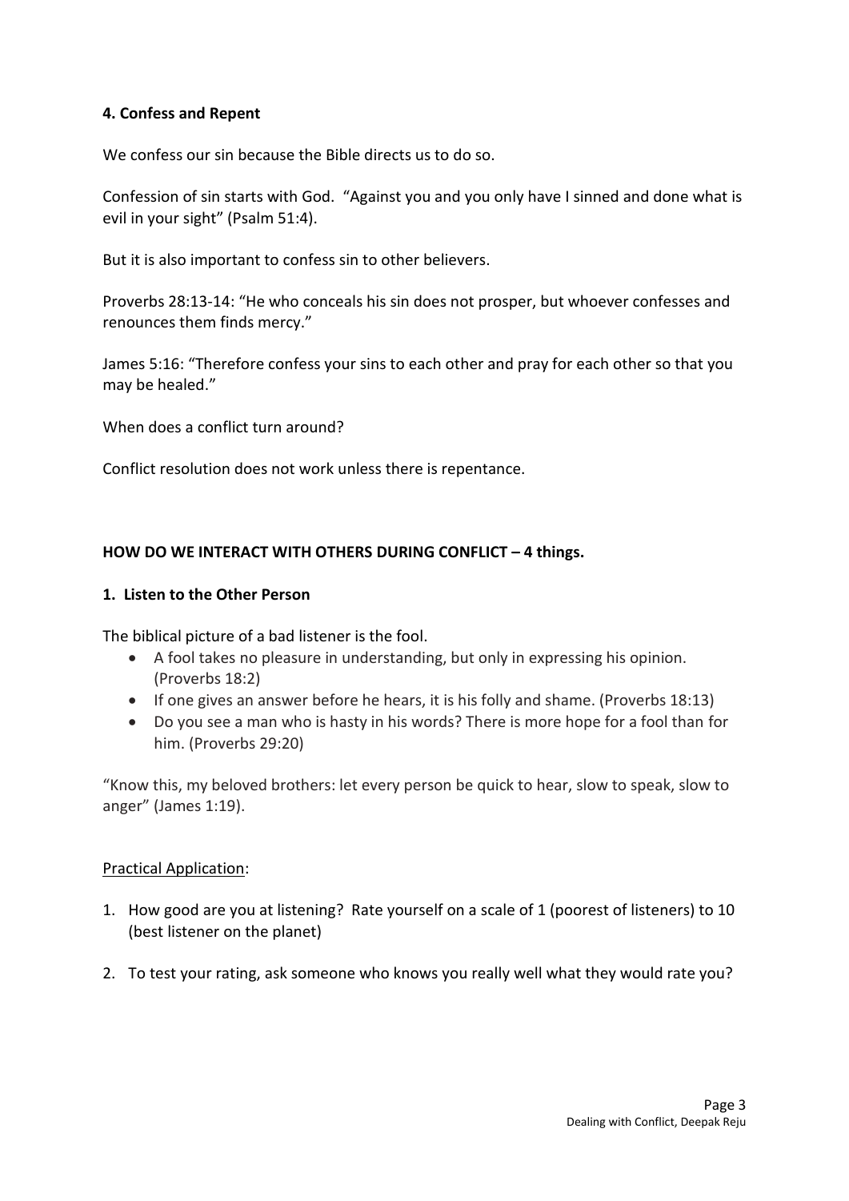**4. Confess and Repent**

We confess our sin because the Bible directs us to do so.

Confession of sin starts with God. "Against you and you only have I sinned and done what is evil in your sight" (Psalm 51:4).

But it is also important to confess sin to other believers.

Proverbs 28:13-14: "He who conceals his sin does not prosper, but whoever confesses and renounces them finds mercy."

James 5:16: "Therefore confess your sins to each other and pray for each other so that you may be healed."

When does a conflict turn around?

Conflict resolution does not work unless there is repentance.

**HOW DO WE INTERACT WITH OTHERS DURING CONFLICT – 4 things.**

**1. Listen to the Other Person**

The biblical picture of a bad listener is the fool.

- A fool takes no pleasure in understanding, but only in expressing his opinion. (Proverbs 18:2)
- If one gives an answer before he hears, it is his folly and shame. (Proverbs 18:13)
- Do you see a man who is hasty in his words? There is more hope for a fool than for him. (Proverbs 29:20)

"Know this, my beloved brothers: let every person be quick to hear, slow to speak, slow to anger" (James 1:19).

Practical Application:

1. How good are you at listening? Rate yourself on a scale of 1 (poorest of listeners) to 10 (best listener on the planet)
2. To test your rating, ask someone who knows you really well what they would rate you?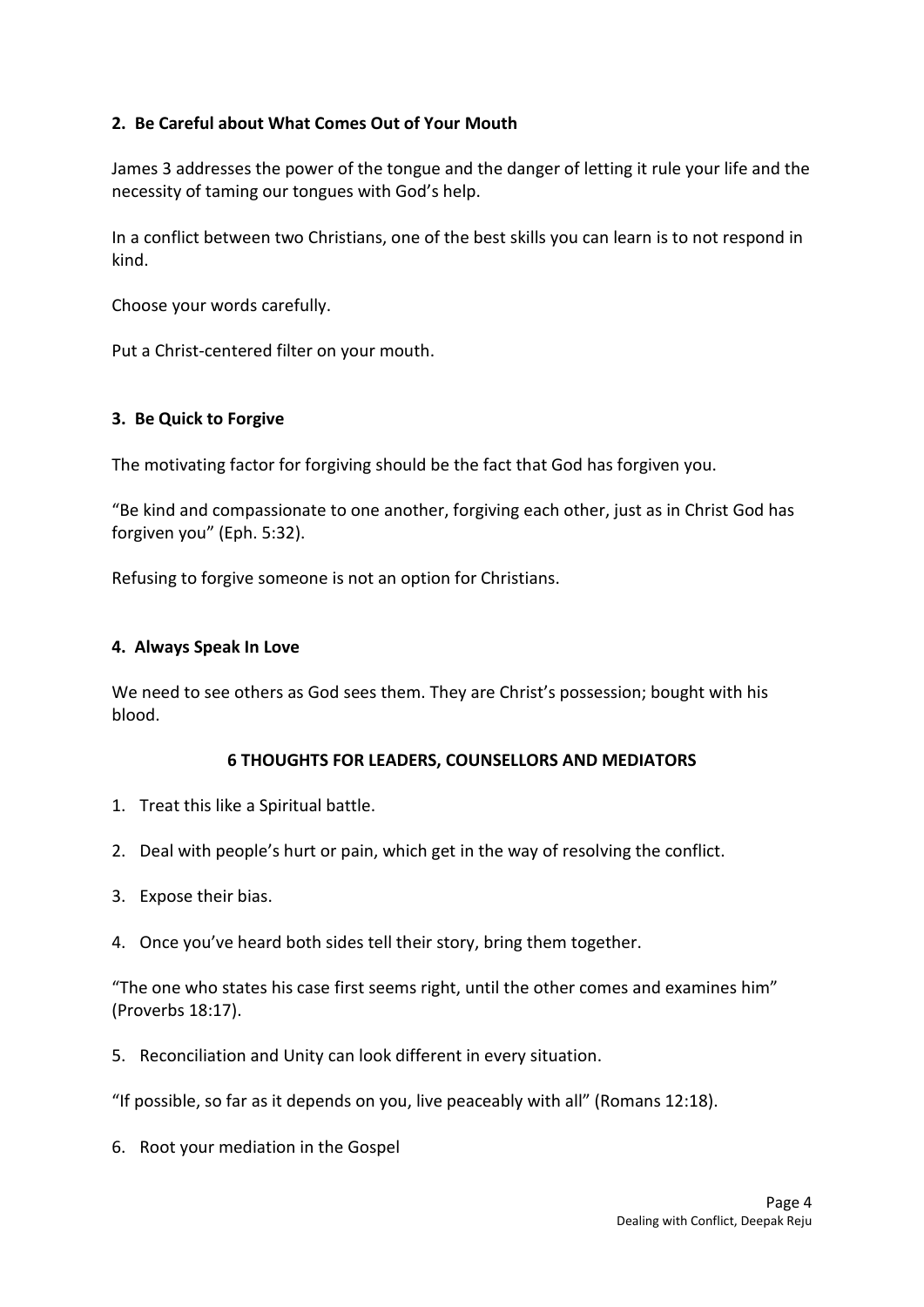### 2. Be Careful about What Comes Out of Your Mouth

James 3 addresses the power of the tongue and the danger of letting it rule your life and the necessity of taming our tongues with God's help.

In a conflict between two Christians, one of the best skills you can learn is to not respond in kind.

Choose your words carefully.

Put a Christ-centered filter on your mouth.

### 3. Be Quick to Forgive

The motivating factor for forgiving should be the fact that God has forgiven you.

"Be kind and compassionate to one another, forgiving each other, just as in Christ God has forgiven you" (Eph. 5:32).

Refusing to forgive someone is not an option for Christians.

### 4. Always Speak In Love

We need to see others as God sees them. They are Christ's possession; bought with his blood.

## 6 THOUGHTS FOR LEADERS, COUNSELLORS AND MEDIATORS

1. Treat this like a Spiritual battle.

2. Deal with people's hurt or pain, which get in the way of resolving the conflict.

3. Expose their bias.

4. Once you've heard both sides tell their story, bring them together.

"The one who states his case first seems right, until the other comes and examines him" (Proverbs 18:17).

5. Reconciliation and Unity can look different in every situation.

"If possible, so far as it depends on you, live peaceably with all" (Romans 12:18).

6. Root your mediation in the Gospel